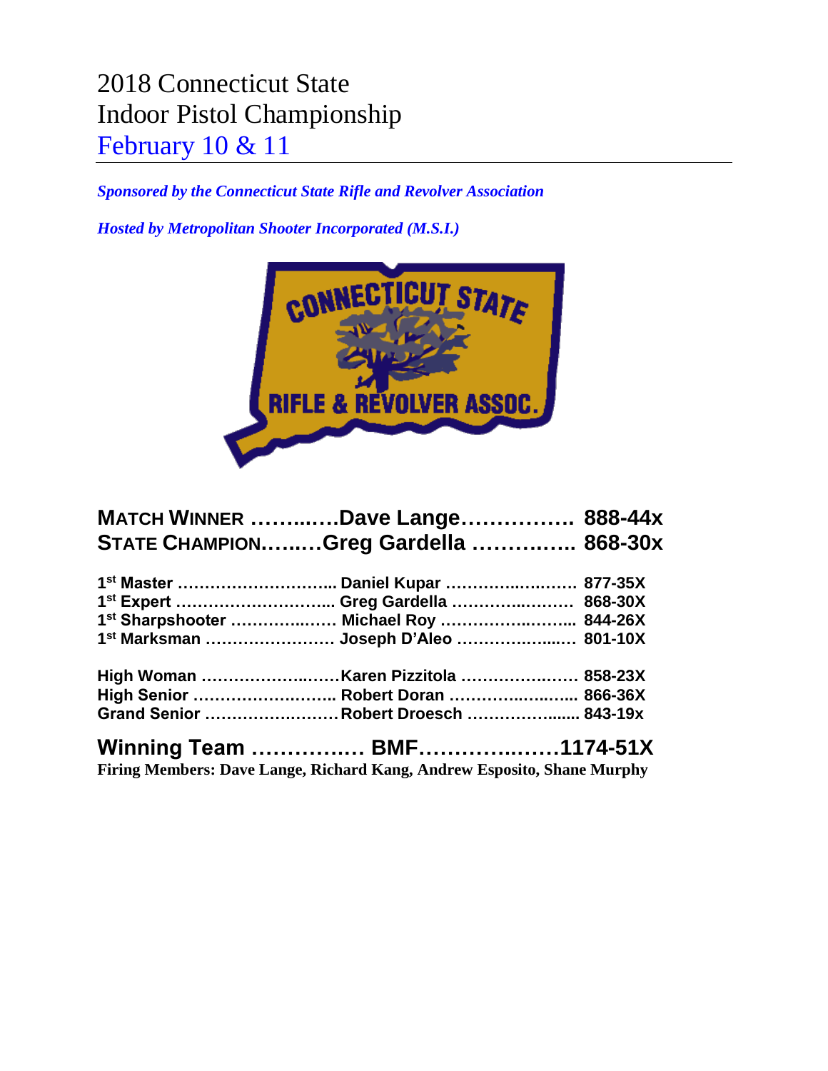# 2018 Connecticut State Indoor Pistol Championship

## February 10 & 11

*Sponsored by the Connecticut State Rifle and Revolver Association*

*Hosted by Metropolitan Shooter Incorporated (M.S.I.)*

**MATCH WINNER ……..….Dave Lange……………. 888-44x**

**STATE CHAMPION.….…Greg Gardella …………..… 868-30x**

**1st Master ………………………... Daniel Kupar ………….…….… 877-35X**
**1st Expert ………………………... Greg Gardella ……………..…… 868-30X**
**1st Sharpshooter ……………..… Michael Roy ………………..…... 844-26X**
**1st Marksman …………………… Joseph D'Aleo …………….…... 801-10X**

**High Woman ……………….……Karen Pizzitola …………….…… 858-23X**
**High Senior …………………….... Robert Doran ………….…..….... 866-36X**
**Grand Senior ……………………Robert Droesch ……………....... 843-19x**

**Winning Team ………….… BMF…………..……1174-51X**

**Firing Members: Dave Lange, Richard Kang, Andrew Esposito, Shane Murphy**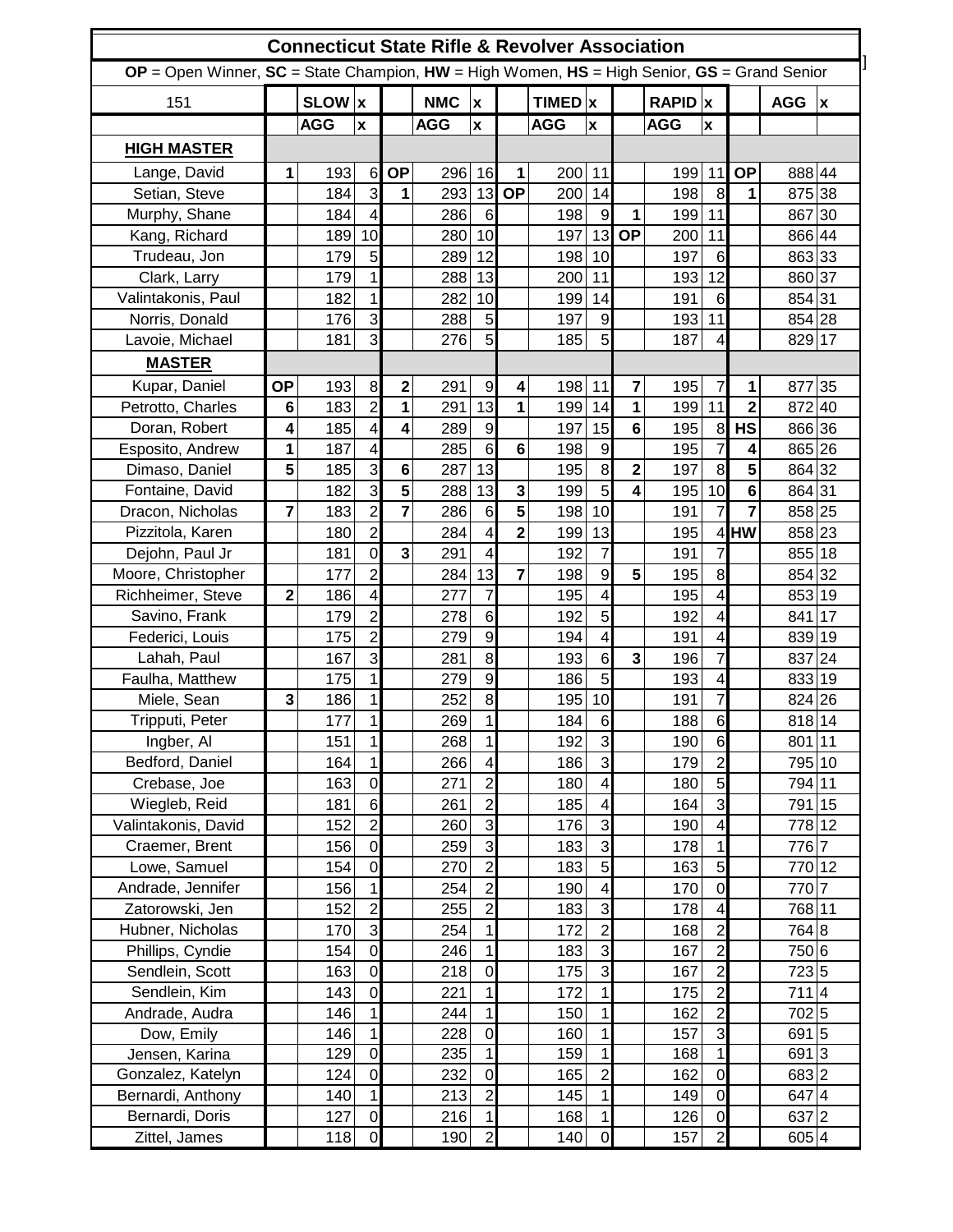# Connecticut State Rifle & Revolver Association

**OP** = Open Winner, **SC** = State Champion, **HW** = High Women, **HS** = High Senior, **GS** = Grand Senior

| 151 | | SLOW | x | | NMC | x | | TIMED | x | | RAPID | x | | AGG | x |
|---|---|---|---|---|---|---|---|---|---|---|---|---|---|---|---|
| | | AGG | x | | AGG | x | | AGG | x | | AGG | x | | | |
| **HIGH MASTER** | | | | | | | | | | | | | | | |
| Lange, David | 1 | 193 | 6 | OP | 296 | 16 | 1 | 200 | 11 | | 199 | 11 | OP | 888 | 44 |
| Setian, Steve | | 184 | 3 | 1 | 293 | 13 | OP | 200 | 14 | | 198 | 8 | 1 | 875 | 38 |
| Murphy, Shane | | 184 | 4 | | 286 | 6 | | 198 | 9 | 1 | 199 | 11 | | 867 | 30 |
| Kang, Richard | | 189 | 10 | | 280 | 10 | | 197 | 13 | OP | 200 | 11 | | 866 | 44 |
| Trudeau, Jon | | 179 | 5 | | 289 | 12 | | 198 | 10 | | 197 | 6 | | 863 | 33 |
| Clark, Larry | | 179 | 1 | | 288 | 13 | | 200 | 11 | | 193 | 12 | | 860 | 37 |
| Valintakonis, Paul | | 182 | 1 | | 282 | 10 | | 199 | 14 | | 191 | 6 | | 854 | 31 |
| Norris, Donald | | 176 | 3 | | 288 | 5 | | 197 | 9 | | 193 | 11 | | 854 | 28 |
| Lavoie, Michael | | 181 | 3 | | 276 | 5 | | 185 | 5 | | 187 | 4 | | 829 | 17 |
| **MASTER** | | | | | | | | | | | | | | | |
| Kupar, Daniel | OP | 193 | 8 | 2 | 291 | 9 | 4 | 198 | 11 | 7 | 195 | 7 | 1 | 877 | 35 |
| Petrotto, Charles | 6 | 183 | 2 | 1 | 291 | 13 | 1 | 199 | 14 | 1 | 199 | 11 | 2 | 872 | 40 |
| Doran, Robert | 4 | 185 | 4 | 4 | 289 | 9 | | 197 | 15 | 6 | 195 | 8 | HS | 866 | 36 |
| Esposito, Andrew | 1 | 187 | 4 | | 285 | 6 | 6 | 198 | 9 | | 195 | 7 | 4 | 865 | 26 |
| Dimaso, Daniel | 5 | 185 | 3 | 6 | 287 | 13 | | 195 | 8 | 2 | 197 | 8 | 5 | 864 | 32 |
| Fontaine, David | | 182 | 3 | 5 | 288 | 13 | 3 | 199 | 5 | 4 | 195 | 10 | 6 | 864 | 31 |
| Dracon, Nicholas | 7 | 183 | 2 | 7 | 286 | 6 | 5 | 198 | 10 | | 191 | 7 | 7 | 858 | 25 |
| Pizzitola, Karen | | 180 | 2 | | 284 | 4 | 2 | 199 | 13 | | 195 | 4 | HW | 858 | 23 |
| Dejohn, Paul Jr | | 181 | 0 | 3 | 291 | 4 | | 192 | 7 | | 191 | 7 | | 855 | 18 |
| Moore, Christopher | | 177 | 2 | | 284 | 13 | 7 | 198 | 9 | 5 | 195 | 8 | | 854 | 32 |
| Richheimer, Steve | 2 | 186 | 4 | | 277 | 7 | | 195 | 4 | | 195 | 4 | | 853 | 19 |
| Savino, Frank | | 179 | 2 | | 278 | 6 | | 192 | 5 | | 192 | 4 | | 841 | 17 |
| Federici, Louis | | 175 | 2 | | 279 | 9 | | 194 | 4 | | 191 | 4 | | 839 | 19 |
| Lahah, Paul | | 167 | 3 | | 281 | 8 | | 193 | 6 | 3 | 196 | 7 | | 837 | 24 |
| Faulha, Matthew | | 175 | 1 | | 279 | 9 | | 186 | 5 | | 193 | 4 | | 833 | 19 |
| Miele, Sean | 3 | 186 | 1 | | 252 | 8 | | 195 | 10 | | 191 | 7 | | 824 | 26 |
| Tripputi, Peter | | 177 | 1 | | 269 | 1 | | 184 | 6 | | 188 | 6 | | 818 | 14 |
| Ingber, Al | | 151 | 1 | | 268 | 1 | | 192 | 3 | | 190 | 6 | | 801 | 11 |
| Bedford, Daniel | | 164 | 1 | | 266 | 4 | | 186 | 3 | | 179 | 2 | | 795 | 10 |
| Crebase, Joe | | 163 | 0 | | 271 | 2 | | 180 | 4 | | 180 | 5 | | 794 | 11 |
| Wiegleb, Reid | | 181 | 6 | | 261 | 2 | | 185 | 4 | | 164 | 3 | | 791 | 15 |
| Valintakonis, David | | 152 | 2 | | 260 | 3 | | 176 | 3 | | 190 | 4 | | 778 | 12 |
| Craemer, Brent | | 156 | 0 | | 259 | 3 | | 183 | 3 | | 178 | 1 | | 776 | 7 |
| Lowe, Samuel | | 154 | 0 | | 270 | 2 | | 183 | 5 | | 163 | 5 | | 770 | 12 |
| Andrade, Jennifer | | 156 | 1 | | 254 | 2 | | 190 | 4 | | 170 | 0 | | 770 | 7 |
| Zatorowski, Jen | | 152 | 2 | | 255 | 2 | | 183 | 3 | | 178 | 4 | | 768 | 11 |
| Hubner, Nicholas | | 170 | 3 | | 254 | 1 | | 172 | 2 | | 168 | 2 | | 764 | 8 |
| Phillips, Cyndie | | 154 | 0 | | 246 | 1 | | 183 | 3 | | 167 | 2 | | 750 | 6 |
| Sendlein, Scott | | 163 | 0 | | 218 | 0 | | 175 | 3 | | 167 | 2 | | 723 | 5 |
| Sendlein, Kim | | 143 | 0 | | 221 | 1 | | 172 | 1 | | 175 | 2 | | 711 | 4 |
| Andrade, Audra | | 146 | 1 | | 244 | 1 | | 150 | 1 | | 162 | 2 | | 702 | 5 |
| Dow, Emily | | 146 | 1 | | 228 | 0 | | 160 | 1 | | 157 | 3 | | 691 | 5 |
| Jensen, Karina | | 129 | 0 | | 235 | 1 | | 159 | 1 | | 168 | 1 | | 691 | 3 |
| Gonzalez, Katelyn | | 124 | 0 | | 232 | 0 | | 165 | 2 | | 162 | 0 | | 683 | 2 |
| Bernardi, Anthony | | 140 | 1 | | 213 | 2 | | 145 | 1 | | 149 | 0 | | 647 | 4 |
| Bernardi, Doris | | 127 | 0 | | 216 | 1 | | 168 | 1 | | 126 | 0 | | 637 | 2 |
| Zittel, James | | 118 | 0 | | 190 | 2 | | 140 | 0 | | 157 | 2 | | 605 | 4 |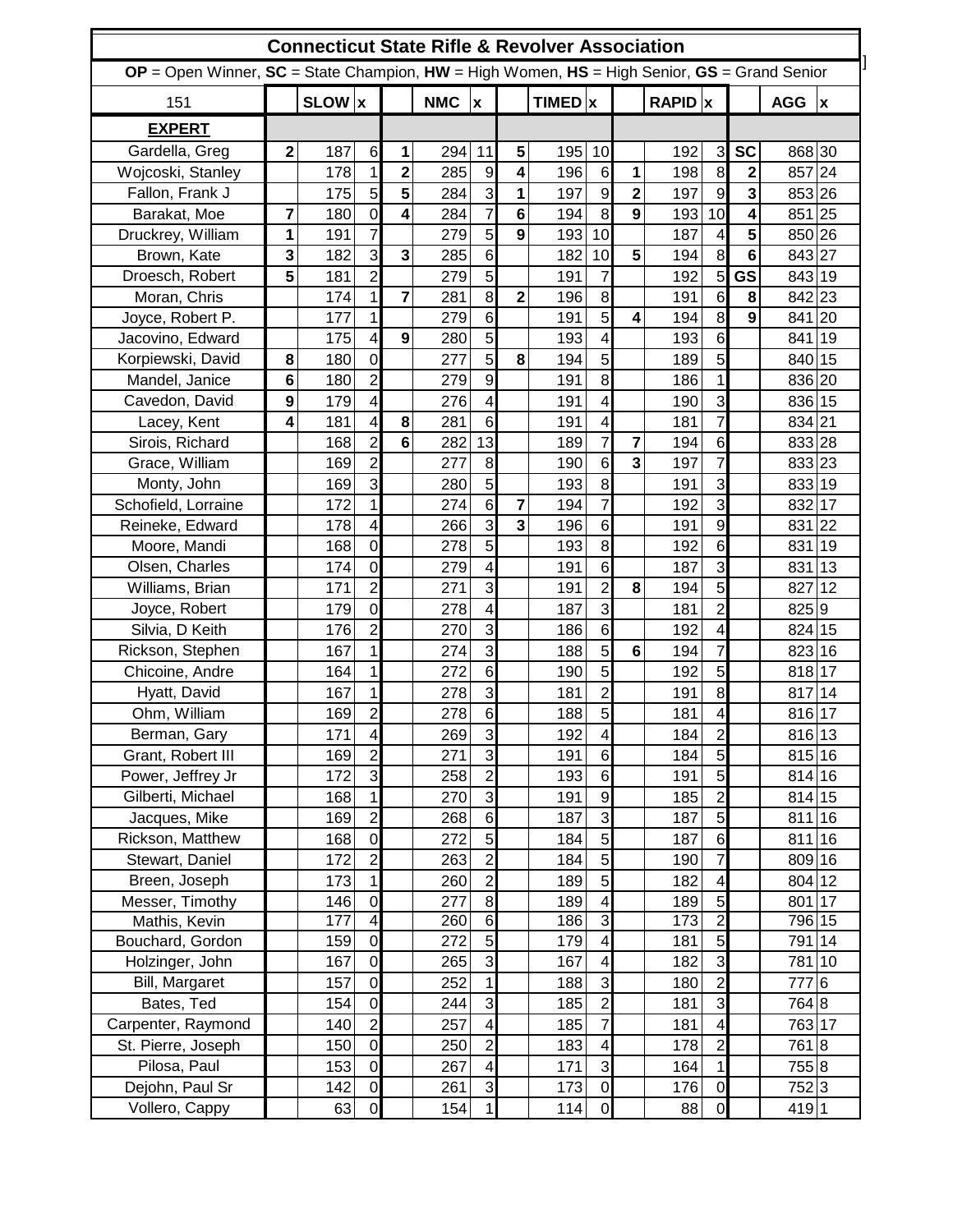| Connecticut State Rifle & Revolver Association | | | | | | | | | | | | | | | |
|---|---|---|---|---|---|---|---|---|---|---|---|---|---|---|---|
| **OP** = Open Winner, **SC** = State Champion, **HW** = High Women, **HS** = High Senior, **GS** = Grand Senior | | | | | | | | | | | | | | | |
| 151 | | **SLOW** | **x** | | **NMC** | **x** | | **TIMED** | **x** | | **RAPID** | **x** | | **AGG** | **x** |
| **EXPERT** | | | | | | | | | | | | | | | |
| Gardella, Greg | **2** | 187 | 6 | **1** | 294 | 11 | **5** | 195 | 10 | | 192 | 3 | **SC** | 868 | 30 |
| Wojcoski, Stanley | | 178 | 1 | **2** | 285 | 9 | **4** | 196 | 6 | **1** | 198 | 8 | **2** | 857 | 24 |
| Fallon, Frank J | | 175 | 5 | **5** | 284 | 3 | **1** | 197 | 9 | **2** | 197 | 9 | **3** | 853 | 26 |
| Barakat, Moe | **7** | 180 | 0 | **4** | 284 | 7 | **6** | 194 | 8 | **9** | 193 | 10 | **4** | 851 | 25 |
| Druckrey, William | **1** | 191 | 7 | | 279 | 5 | **9** | 193 | 10 | | 187 | 4 | **5** | 850 | 26 |
| Brown, Kate | **3** | 182 | 3 | **3** | 285 | 6 | | 182 | 10 | **5** | 194 | 8 | **6** | 843 | 27 |
| Droesch, Robert | **5** | 181 | 2 | | 279 | 5 | | 191 | 7 | | 192 | 5 | **GS** | 843 | 19 |
| Moran, Chris | | 174 | 1 | **7** | 281 | 8 | **2** | 196 | 8 | | 191 | 6 | **8** | 842 | 23 |
| Joyce, Robert P. | | 177 | 1 | | 279 | 6 | | 191 | 5 | **4** | 194 | 8 | **9** | 841 | 20 |
| Jacovino, Edward | | 175 | 4 | **9** | 280 | 5 | | 193 | 4 | | 193 | 6 | | 841 | 19 |
| Korpiewski, David | **8** | 180 | 0 | | 277 | 5 | **8** | 194 | 5 | | 189 | 5 | | 840 | 15 |
| Mandel, Janice | **6** | 180 | 2 | | 279 | 9 | | 191 | 8 | | 186 | 1 | | 836 | 20 |
| Cavedon, David | **9** | 179 | 4 | | 276 | 4 | | 191 | 4 | | 190 | 3 | | 836 | 15 |
| Lacey, Kent | **4** | 181 | 4 | **8** | 281 | 6 | | 191 | 4 | | 181 | 7 | | 834 | 21 |
| Sirois, Richard | | 168 | 2 | **6** | 282 | 13 | | 189 | 7 | **7** | 194 | 6 | | 833 | 28 |
| Grace, William | | 169 | 2 | | 277 | 8 | | 190 | 6 | **3** | 197 | 7 | | 833 | 23 |
| Monty, John | | 169 | 3 | | 280 | 5 | | 193 | 8 | | 191 | 3 | | 833 | 19 |
| Schofield, Lorraine | | 172 | 1 | | 274 | 6 | **7** | 194 | 7 | | 192 | 3 | | 832 | 17 |
| Reineke, Edward | | 178 | 4 | | 266 | 3 | **3** | 196 | 6 | | 191 | 9 | | 831 | 22 |
| Moore, Mandi | | 168 | 0 | | 278 | 5 | | 193 | 8 | | 192 | 6 | | 831 | 19 |
| Olsen, Charles | | 174 | 0 | | 279 | 4 | | 191 | 6 | | 187 | 3 | | 831 | 13 |
| Williams, Brian | | 171 | 2 | | 271 | 3 | | 191 | 2 | **8** | 194 | 5 | | 827 | 12 |
| Joyce, Robert | | 179 | 0 | | 278 | 4 | | 187 | 3 | | 181 | 2 | | 825 | 9 |
| Silvia, D Keith | | 176 | 2 | | 270 | 3 | | 186 | 6 | | 192 | 4 | | 824 | 15 |
| Rickson, Stephen | | 167 | 1 | | 274 | 3 | | 188 | 5 | **6** | 194 | 7 | | 823 | 16 |
| Chicoine, Andre | | 164 | 1 | | 272 | 6 | | 190 | 5 | | 192 | 5 | | 818 | 17 |
| Hyatt, David | | 167 | 1 | | 278 | 3 | | 181 | 2 | | 191 | 8 | | 817 | 14 |
| Ohm, William | | 169 | 2 | | 278 | 6 | | 188 | 5 | | 181 | 4 | | 816 | 17 |
| Berman, Gary | | 171 | 4 | | 269 | 3 | | 192 | 4 | | 184 | 2 | | 816 | 13 |
| Grant, Robert III | | 169 | 2 | | 271 | 3 | | 191 | 6 | | 184 | 5 | | 815 | 16 |
| Power, Jeffrey Jr | | 172 | 3 | | 258 | 2 | | 193 | 6 | | 191 | 5 | | 814 | 16 |
| Gilberti, Michael | | 168 | 1 | | 270 | 3 | | 191 | 9 | | 185 | 2 | | 814 | 15 |
| Jacques, Mike | | 169 | 2 | | 268 | 6 | | 187 | 3 | | 187 | 5 | | 811 | 16 |
| Rickson, Matthew | | 168 | 0 | | 272 | 5 | | 184 | 5 | | 187 | 6 | | 811 | 16 |
| Stewart, Daniel | | 172 | 2 | | 263 | 2 | | 184 | 5 | | 190 | 7 | | 809 | 16 |
| Breen, Joseph | | 173 | 1 | | 260 | 2 | | 189 | 5 | | 182 | 4 | | 804 | 12 |
| Messer, Timothy | | 146 | 0 | | 277 | 8 | | 189 | 4 | | 189 | 5 | | 801 | 17 |
| Mathis, Kevin | | 177 | 4 | | 260 | 6 | | 186 | 3 | | 173 | 2 | | 796 | 15 |
| Bouchard, Gordon | | 159 | 0 | | 272 | 5 | | 179 | 4 | | 181 | 5 | | 791 | 14 |
| Holzinger, John | | 167 | 0 | | 265 | 3 | | 167 | 4 | | 182 | 3 | | 781 | 10 |
| Bill, Margaret | | 157 | 0 | | 252 | 1 | | 188 | 3 | | 180 | 2 | | 777 | 6 |
| Bates, Ted | | 154 | 0 | | 244 | 3 | | 185 | 2 | | 181 | 3 | | 764 | 8 |
| Carpenter, Raymond | | 140 | 2 | | 257 | 4 | | 185 | 7 | | 181 | 4 | | 763 | 17 |
| St. Pierre, Joseph | | 150 | 0 | | 250 | 2 | | 183 | 4 | | 178 | 2 | | 761 | 8 |
| Pilosa, Paul | | 153 | 0 | | 267 | 4 | | 171 | 3 | | 164 | 1 | | 755 | 8 |
| Dejohn, Paul Sr | | 142 | 0 | | 261 | 3 | | 173 | 0 | | 176 | 0 | | 752 | 3 |
| Vollero, Cappy | | 63 | 0 | | 154 | 1 | | 114 | 0 | | 88 | 0 | | 419 | 1 |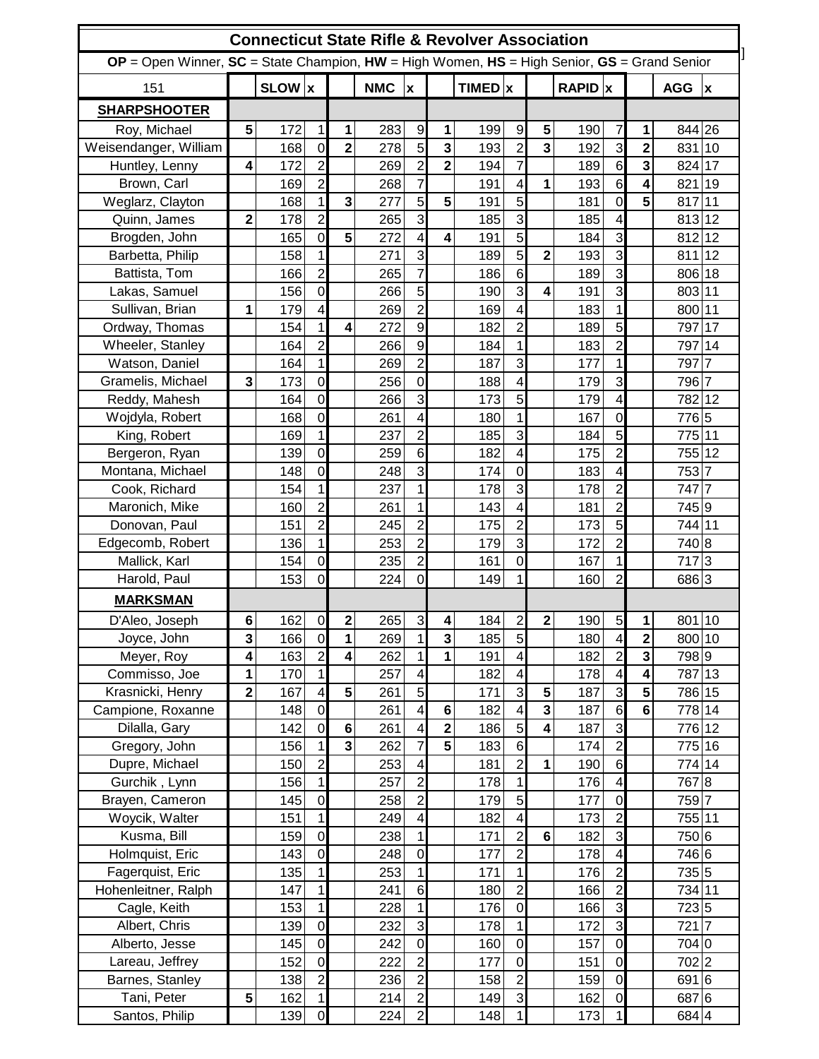# Connecticut State Rifle & Revolver Association

**OP** = Open Winner, **SC** = State Champion, **HW** = High Women, **HS** = High Senior, **GS** = Grand Senior

| 151 | | SLOW | x | | NMC | x | | TIMED | x | | RAPID | x | | AGG | x |
|---|---|---|---|---|---|---|---|---|---|---|---|---|---|---|---|
| **SHARPSHOOTER** | | | | | | | | | | | | | | | |
| Roy, Michael | **5** | 172 | 1 | **1** | 283 | 9 | **1** | 199 | 9 | **5** | 190 | 7 | **1** | 844 | 26 |
| Weisendanger, William | | 168 | 0 | **2** | 278 | 5 | **3** | 193 | 2 | **3** | 192 | 3 | **2** | 831 | 10 |
| Huntley, Lenny | **4** | 172 | 2 | | 269 | 2 | **2** | 194 | 7 | | 189 | 6 | **3** | 824 | 17 |
| Brown, Carl | | 169 | 2 | | 268 | 7 | | 191 | 4 | **1** | 193 | 6 | **4** | 821 | 19 |
| Weglarz, Clayton | | 168 | 1 | **3** | 277 | 5 | **5** | 191 | 5 | | 181 | 0 | **5** | 817 | 11 |
| Quinn, James | **2** | 178 | 2 | | 265 | 3 | | 185 | 3 | | 185 | 4 | | 813 | 12 |
| Brogden, John | | 165 | 0 | **5** | 272 | 4 | **4** | 191 | 5 | | 184 | 3 | | 812 | 12 |
| Barbetta, Philip | | 158 | 1 | | 271 | 3 | | 189 | 5 | **2** | 193 | 3 | | 811 | 12 |
| Battista, Tom | | 166 | 2 | | 265 | 7 | | 186 | 6 | | 189 | 3 | | 806 | 18 |
| Lakas, Samuel | | 156 | 0 | | 266 | 5 | | 190 | 3 | **4** | 191 | 3 | | 803 | 11 |
| Sullivan, Brian | **1** | 179 | 4 | | 269 | 2 | | 169 | 4 | | 183 | 1 | | 800 | 11 |
| Ordway, Thomas | | 154 | 1 | **4** | 272 | 9 | | 182 | 2 | | 189 | 5 | | 797 | 17 |
| Wheeler, Stanley | | 164 | 2 | | 266 | 9 | | 184 | 1 | | 183 | 2 | | 797 | 14 |
| Watson, Daniel | | 164 | 1 | | 269 | 2 | | 187 | 3 | | 177 | 1 | | 797 | 7 |
| Gramelis, Michael | **3** | 173 | 0 | | 256 | 0 | | 188 | 4 | | 179 | 3 | | 796 | 7 |
| Reddy, Mahesh | | 164 | 0 | | 266 | 3 | | 173 | 5 | | 179 | 4 | | 782 | 12 |
| Wojdyla, Robert | | 168 | 0 | | 261 | 4 | | 180 | 1 | | 167 | 0 | | 776 | 5 |
| King, Robert | | 169 | 1 | | 237 | 2 | | 185 | 3 | | 184 | 5 | | 775 | 11 |
| Bergeron, Ryan | | 139 | 0 | | 259 | 6 | | 182 | 4 | | 175 | 2 | | 755 | 12 |
| Montana, Michael | | 148 | 0 | | 248 | 3 | | 174 | 0 | | 183 | 4 | | 753 | 7 |
| Cook, Richard | | 154 | 1 | | 237 | 1 | | 178 | 3 | | 178 | 2 | | 747 | 7 |
| Maronich, Mike | | 160 | 2 | | 261 | 1 | | 143 | 4 | | 181 | 2 | | 745 | 9 |
| Donovan, Paul | | 151 | 2 | | 245 | 2 | | 175 | 2 | | 173 | 5 | | 744 | 11 |
| Edgecomb, Robert | | 136 | 1 | | 253 | 2 | | 179 | 3 | | 172 | 2 | | 740 | 8 |
| Mallick, Karl | | 154 | 0 | | 235 | 2 | | 161 | 0 | | 167 | 1 | | 717 | 3 |
| Harold, Paul | | 153 | 0 | | 224 | 0 | | 149 | 1 | | 160 | 2 | | 686 | 3 |
| **MARKSMAN** | | | | | | | | | | | | | | | |
| D'Aleo, Joseph | **6** | 162 | 0 | **2** | 265 | 3 | **4** | 184 | 2 | **2** | 190 | 5 | **1** | 801 | 10 |
| Joyce, John | **3** | 166 | 0 | **1** | 269 | 1 | **3** | 185 | 5 | | 180 | 4 | **2** | 800 | 10 |
| Meyer, Roy | **4** | 163 | 2 | **4** | 262 | 1 | **1** | 191 | 4 | | 182 | 2 | **3** | 798 | 9 |
| Commisso, Joe | **1** | 170 | 1 | | 257 | 4 | | 182 | 4 | | 178 | 4 | **4** | 787 | 13 |
| Krasnicki, Henry | **2** | 167 | 4 | **5** | 261 | 5 | | 171 | 3 | **5** | 187 | 3 | **5** | 786 | 15 |
| Campione, Roxanne | | 148 | 0 | | 261 | 4 | **6** | 182 | 4 | **3** | 187 | 6 | **6** | 778 | 14 |
| Dilalla, Gary | | 142 | 0 | **6** | 261 | 4 | **2** | 186 | 5 | **4** | 187 | 3 | | 776 | 12 |
| Gregory, John | | 156 | 1 | **3** | 262 | 7 | **5** | 183 | 6 | | 174 | 2 | | 775 | 16 |
| Dupre, Michael | | 150 | 2 | | 253 | 4 | | 181 | 2 | **1** | 190 | 6 | | 774 | 14 |
| Gurchik , Lynn | | 156 | 1 | | 257 | 2 | | 178 | 1 | | 176 | 4 | | 767 | 8 |
| Brayen, Cameron | | 145 | 0 | | 258 | 2 | | 179 | 5 | | 177 | 0 | | 759 | 7 |
| Woycik, Walter | | 151 | 1 | | 249 | 4 | | 182 | 4 | | 173 | 2 | | 755 | 11 |
| Kusma, Bill | | 159 | 0 | | 238 | 1 | | 171 | 2 | **6** | 182 | 3 | | 750 | 6 |
| Holmquist, Eric | | 143 | 0 | | 248 | 0 | | 177 | 2 | | 178 | 4 | | 746 | 6 |
| Fagerquist, Eric | | 135 | 1 | | 253 | 1 | | 171 | 1 | | 176 | 2 | | 735 | 5 |
| Hohenleitner, Ralph | | 147 | 1 | | 241 | 6 | | 180 | 2 | | 166 | 2 | | 734 | 11 |
| Cagle, Keith | | 153 | 1 | | 228 | 1 | | 176 | 0 | | 166 | 3 | | 723 | 5 |
| Albert, Chris | | 139 | 0 | | 232 | 3 | | 178 | 1 | | 172 | 3 | | 721 | 7 |
| Alberto, Jesse | | 145 | 0 | | 242 | 0 | | 160 | 0 | | 157 | 0 | | 704 | 0 |
| Lareau, Jeffrey | | 152 | 0 | | 222 | 2 | | 177 | 0 | | 151 | 0 | | 702 | 2 |
| Barnes, Stanley | | 138 | 2 | | 236 | 2 | | 158 | 2 | | 159 | 0 | | 691 | 6 |
| Tani, Peter | **5** | 162 | 1 | | 214 | 2 | | 149 | 3 | | 162 | 0 | | 687 | 6 |
| Santos, Philip | | 139 | 0 | | 224 | 2 | | 148 | 1 | | 173 | 1 | | 684 | 4 |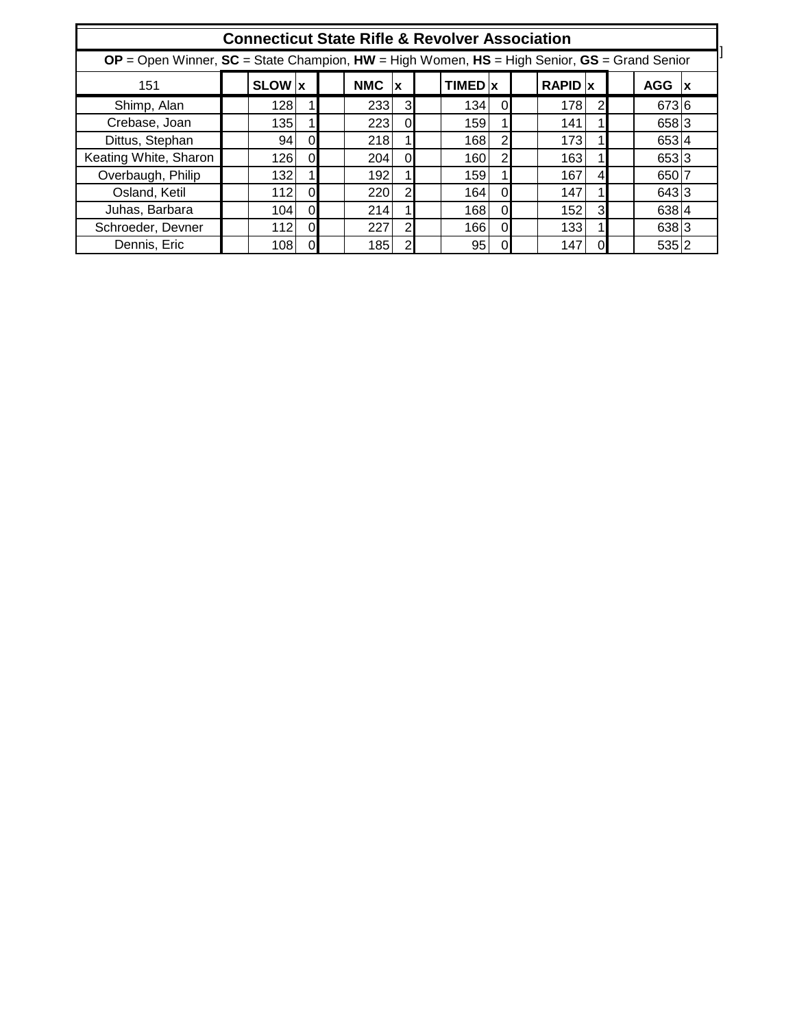# Connecticut State Rifle & Revolver Association

**OP** = Open Winner, **SC** = State Champion, **HW** = High Women, **HS** = High Senior, **GS** = Grand Senior

| 151 | | SLOW | x | | NMC | x | | TIMED | x | | RAPID | x | | AGG | x |
|---|---|---|---|---|---|---|---|---|---|---|---|---|---|---|---|
| Shimp, Alan | | 128 | 1 | | 233 | 3 | | 134 | 0 | | 178 | 2 | | 673 | 6 |
| Crebase, Joan | | 135 | 1 | | 223 | 0 | | 159 | 1 | | 141 | 1 | | 658 | 3 |
| Dittus, Stephan | | 94 | 0 | | 218 | 1 | | 168 | 2 | | 173 | 1 | | 653 | 4 |
| Keating White, Sharon | | 126 | 0 | | 204 | 0 | | 160 | 2 | | 163 | 1 | | 653 | 3 |
| Overbaugh, Philip | | 132 | 1 | | 192 | 1 | | 159 | 1 | | 167 | 4 | | 650 | 7 |
| Osland, Ketil | | 112 | 0 | | 220 | 2 | | 164 | 0 | | 147 | 1 | | 643 | 3 |
| Juhas, Barbara | | 104 | 0 | | 214 | 1 | | 168 | 0 | | 152 | 3 | | 638 | 4 |
| Schroeder, Devner | | 112 | 0 | | 227 | 2 | | 166 | 0 | | 133 | 1 | | 638 | 3 |
| Dennis, Eric | | 108 | 0 | | 185 | 2 | | 95 | 0 | | 147 | 0 | | 535 | 2 |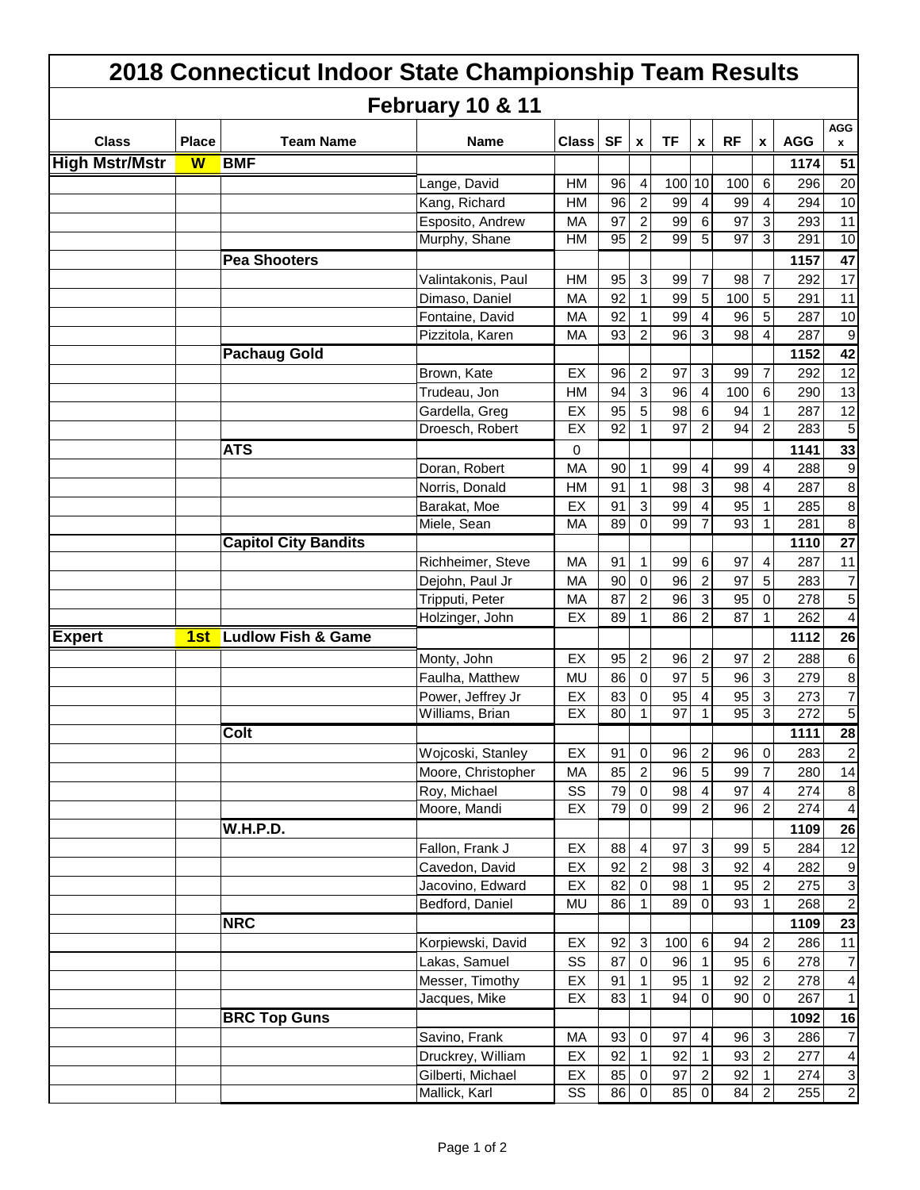# 2018 Connecticut Indoor State Championship Team Results

## February 10 & 11

| Class | Place | Team Name | Name | Class | SF | x | TF | x | RF | x | AGG | AGG x |
|---|---|---|---|---|---|---|---|---|---|---|---|---|
| **High Mstr/Mstr** | **W** | **BMF** | | | | | | | | | **1174** | **51** |
| | | | Lange, David | HM | 96 | 4 | 100 | 10 | 100 | 6 | 296 | 20 |
| | | | Kang, Richard | HM | 96 | 2 | 99 | 4 | 99 | 4 | 294 | 10 |
| | | | Esposito, Andrew | MA | 97 | 2 | 99 | 6 | 97 | 3 | 293 | 11 |
| | | | Murphy, Shane | HM | 95 | 2 | 99 | 5 | 97 | 3 | 291 | 10 |
| | | **Pea Shooters** | | | | | | | | | **1157** | **47** |
| | | | Valintakonis, Paul | HM | 95 | 3 | 99 | 7 | 98 | 7 | 292 | 17 |
| | | | Dimaso, Daniel | MA | 92 | 1 | 99 | 5 | 100 | 5 | 291 | 11 |
| | | | Fontaine, David | MA | 92 | 1 | 99 | 4 | 96 | 5 | 287 | 10 |
| | | | Pizzitola, Karen | MA | 93 | 2 | 96 | 3 | 98 | 4 | 287 | 9 |
| | | **Pachaug Gold** | | | | | | | | | **1152** | **42** |
| | | | Brown, Kate | EX | 96 | 2 | 97 | 3 | 99 | 7 | 292 | 12 |
| | | | Trudeau, Jon | HM | 94 | 3 | 96 | 4 | 100 | 6 | 290 | 13 |
| | | | Gardella, Greg | EX | 95 | 5 | 98 | 6 | 94 | 1 | 287 | 12 |
| | | | Droesch, Robert | EX | 92 | 1 | 97 | 2 | 94 | 2 | 283 | 5 |
| | | **ATS** | | 0 | | | | | | | **1141** | **33** |
| | | | Doran, Robert | MA | 90 | 1 | 99 | 4 | 99 | 4 | 288 | 9 |
| | | | Norris, Donald | HM | 91 | 1 | 98 | 3 | 98 | 4 | 287 | 8 |
| | | | Barakat, Moe | EX | 91 | 3 | 99 | 4 | 95 | 1 | 285 | 8 |
| | | | Miele, Sean | MA | 89 | 0 | 99 | 7 | 93 | 1 | 281 | 8 |
| | | **Capitol City Bandits** | | | | | | | | | **1110** | **27** |
| | | | Richheimer, Steve | MA | 91 | 1 | 99 | 6 | 97 | 4 | 287 | 11 |
| | | | Dejohn, Paul Jr | MA | 90 | 0 | 96 | 2 | 97 | 5 | 283 | 7 |
| | | | Tripputi, Peter | MA | 87 | 2 | 96 | 3 | 95 | 0 | 278 | 5 |
| | | | Holzinger, John | EX | 89 | 1 | 86 | 2 | 87 | 1 | 262 | 4 |
| **Expert** | **1st** | **Ludlow Fish & Game** | | | | | | | | | **1112** | **26** |
| | | | Monty, John | EX | 95 | 2 | 96 | 2 | 97 | 2 | 288 | 6 |
| | | | Faulha, Matthew | MU | 86 | 0 | 97 | 5 | 96 | 3 | 279 | 8 |
| | | | Power, Jeffrey Jr | EX | 83 | 0 | 95 | 4 | 95 | 3 | 273 | 7 |
| | | | Williams, Brian | EX | 80 | 1 | 97 | 1 | 95 | 3 | 272 | 5 |
| | | **Colt** | | | | | | | | | **1111** | **28** |
| | | | Wojcoski, Stanley | EX | 91 | 0 | 96 | 2 | 96 | 0 | 283 | 2 |
| | | | Moore, Christopher | MA | 85 | 2 | 96 | 5 | 99 | 7 | 280 | 14 |
| | | | Roy, Michael | SS | 79 | 0 | 98 | 4 | 97 | 4 | 274 | 8 |
| | | | Moore, Mandi | EX | 79 | 0 | 99 | 2 | 96 | 2 | 274 | 4 |
| | | **W.H.P.D.** | | | | | | | | | **1109** | **26** |
| | | | Fallon, Frank J | EX | 88 | 4 | 97 | 3 | 99 | 5 | 284 | 12 |
| | | | Cavedon, David | EX | 92 | 2 | 98 | 3 | 92 | 4 | 282 | 9 |
| | | | Jacovino, Edward | EX | 82 | 0 | 98 | 1 | 95 | 2 | 275 | 3 |
| | | | Bedford, Daniel | MU | 86 | 1 | 89 | 0 | 93 | 1 | 268 | 2 |
| | | **NRC** | | | | | | | | | **1109** | **23** |
| | | | Korpiewski, David | EX | 92 | 3 | 100 | 6 | 94 | 2 | 286 | 11 |
| | | | Lakas, Samuel | SS | 87 | 0 | 96 | 1 | 95 | 6 | 278 | 7 |
| | | | Messer, Timothy | EX | 91 | 1 | 95 | 1 | 92 | 2 | 278 | 4 |
| | | | Jacques, Mike | EX | 83 | 1 | 94 | 0 | 90 | 0 | 267 | 1 |
| | | **BRC Top Guns** | | | | | | | | | **1092** | **16** |
| | | | Savino, Frank | MA | 93 | 0 | 97 | 4 | 96 | 3 | 286 | 7 |
| | | | Druckrey, William | EX | 92 | 1 | 92 | 1 | 93 | 2 | 277 | 4 |
| | | | Gilberti, Michael | EX | 85 | 0 | 97 | 2 | 92 | 1 | 274 | 3 |
| | | | Mallick, Karl | SS | 86 | 0 | 85 | 0 | 84 | 2 | 255 | 2 |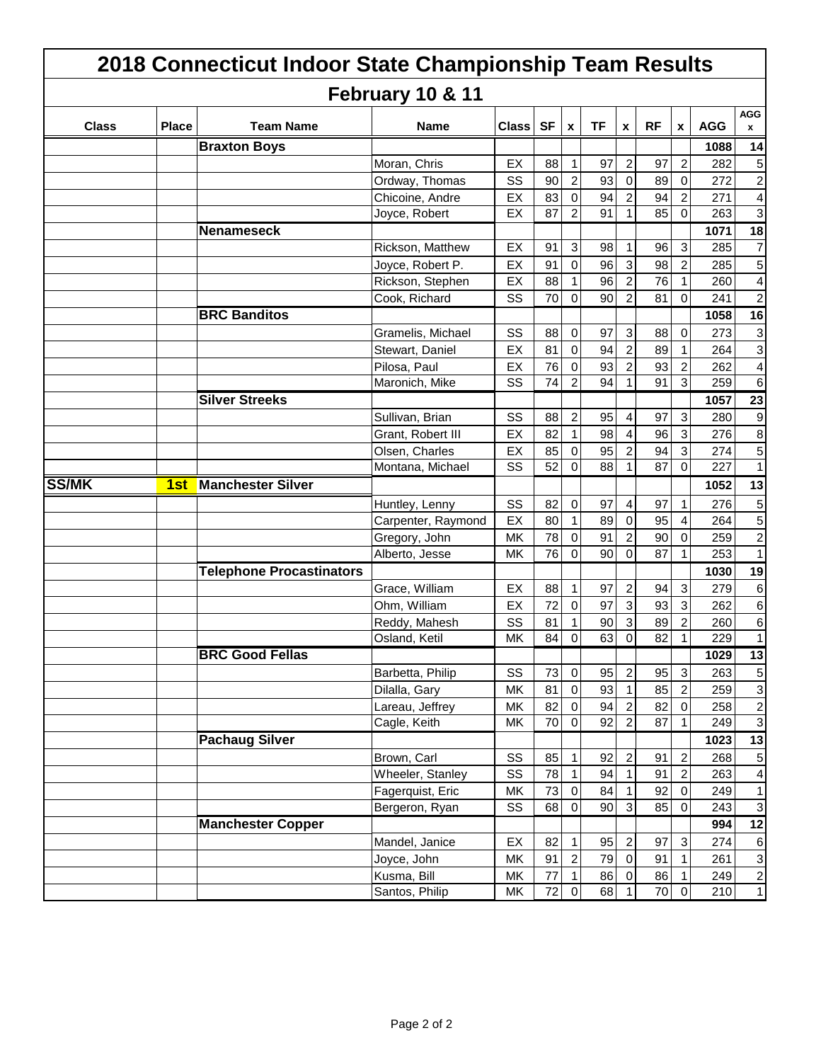# 2018 Connecticut Indoor State Championship Team Results

## February 10 & 11

| Class | Place | Team Name | Name | Class | SF | x | TF | x | RF | x | AGG | AGG x |
|---|---|---|---|---|---|---|---|---|---|---|---|---|
| | | **Braxton Boys** | | | | | | | | | **1088** | **14** |
| | | | Moran, Chris | EX | 88 | 1 | 97 | 2 | 97 | 2 | 282 | 5 |
| | | | Ordway, Thomas | SS | 90 | 2 | 93 | 0 | 89 | 0 | 272 | 2 |
| | | | Chicoine, Andre | EX | 83 | 0 | 94 | 2 | 94 | 2 | 271 | 4 |
| | | | Joyce, Robert | EX | 87 | 2 | 91 | 1 | 85 | 0 | 263 | 3 |
| | | **Nenameseck** | | | | | | | | | **1071** | **18** |
| | | | Rickson, Matthew | EX | 91 | 3 | 98 | 1 | 96 | 3 | 285 | 7 |
| | | | Joyce, Robert P. | EX | 91 | 0 | 96 | 3 | 98 | 2 | 285 | 5 |
| | | | Rickson, Stephen | EX | 88 | 1 | 96 | 2 | 76 | 1 | 260 | 4 |
| | | | Cook, Richard | SS | 70 | 0 | 90 | 2 | 81 | 0 | 241 | 2 |
| | | **BRC Banditos** | | | | | | | | | **1058** | **16** |
| | | | Gramelis, Michael | SS | 88 | 0 | 97 | 3 | 88 | 0 | 273 | 3 |
| | | | Stewart, Daniel | EX | 81 | 0 | 94 | 2 | 89 | 1 | 264 | 3 |
| | | | Pilosa, Paul | EX | 76 | 0 | 93 | 2 | 93 | 2 | 262 | 4 |
| | | | Maronich, Mike | SS | 74 | 2 | 94 | 1 | 91 | 3 | 259 | 6 |
| | | **Silver Streeks** | | | | | | | | | **1057** | **23** |
| | | | Sullivan, Brian | SS | 88 | 2 | 95 | 4 | 97 | 3 | 280 | 9 |
| | | | Grant, Robert III | EX | 82 | 1 | 98 | 4 | 96 | 3 | 276 | 8 |
| | | | Olsen, Charles | EX | 85 | 0 | 95 | 2 | 94 | 3 | 274 | 5 |
| | | | Montana, Michael | SS | 52 | 0 | 88 | 1 | 87 | 0 | 227 | 1 |
| **SS/MK** | **1st** | **Manchester Silver** | | | | | | | | | **1052** | **13** |
| | | | Huntley, Lenny | SS | 82 | 0 | 97 | 4 | 97 | 1 | 276 | 5 |
| | | | Carpenter, Raymond | EX | 80 | 1 | 89 | 0 | 95 | 4 | 264 | 5 |
| | | | Gregory, John | MK | 78 | 0 | 91 | 2 | 90 | 0 | 259 | 2 |
| | | | Alberto, Jesse | MK | 76 | 0 | 90 | 0 | 87 | 1 | 253 | 1 |
| | | **Telephone Procastinators** | | | | | | | | | **1030** | **19** |
| | | | Grace, William | EX | 88 | 1 | 97 | 2 | 94 | 3 | 279 | 6 |
| | | | Ohm, William | EX | 72 | 0 | 97 | 3 | 93 | 3 | 262 | 6 |
| | | | Reddy, Mahesh | SS | 81 | 1 | 90 | 3 | 89 | 2 | 260 | 6 |
| | | | Osland, Ketil | MK | 84 | 0 | 63 | 0 | 82 | 1 | 229 | 1 |
| | | **BRC Good Fellas** | | | | | | | | | **1029** | **13** |
| | | | Barbetta, Philip | SS | 73 | 0 | 95 | 2 | 95 | 3 | 263 | 5 |
| | | | Dilalla, Gary | MK | 81 | 0 | 93 | 1 | 85 | 2 | 259 | 3 |
| | | | Lareau, Jeffrey | MK | 82 | 0 | 94 | 2 | 82 | 0 | 258 | 2 |
| | | | Cagle, Keith | MK | 70 | 0 | 92 | 2 | 87 | 1 | 249 | 3 |
| | | **Pachaug Silver** | | | | | | | | | **1023** | **13** |
| | | | Brown, Carl | SS | 85 | 1 | 92 | 2 | 91 | 2 | 268 | 5 |
| | | | Wheeler, Stanley | SS | 78 | 1 | 94 | 1 | 91 | 2 | 263 | 4 |
| | | | Fagerquist, Eric | MK | 73 | 0 | 84 | 1 | 92 | 0 | 249 | 1 |
| | | | Bergeron, Ryan | SS | 68 | 0 | 90 | 3 | 85 | 0 | 243 | 3 |
| | | **Manchester Copper** | | | | | | | | | **994** | **12** |
| | | | Mandel, Janice | EX | 82 | 1 | 95 | 2 | 97 | 3 | 274 | 6 |
| | | | Joyce, John | MK | 91 | 2 | 79 | 0 | 91 | 1 | 261 | 3 |
| | | | Kusma, Bill | MK | 77 | 1 | 86 | 0 | 86 | 1 | 249 | 2 |
| | | | Santos, Philip | MK | 72 | 0 | 68 | 1 | 70 | 0 | 210 | 1 |